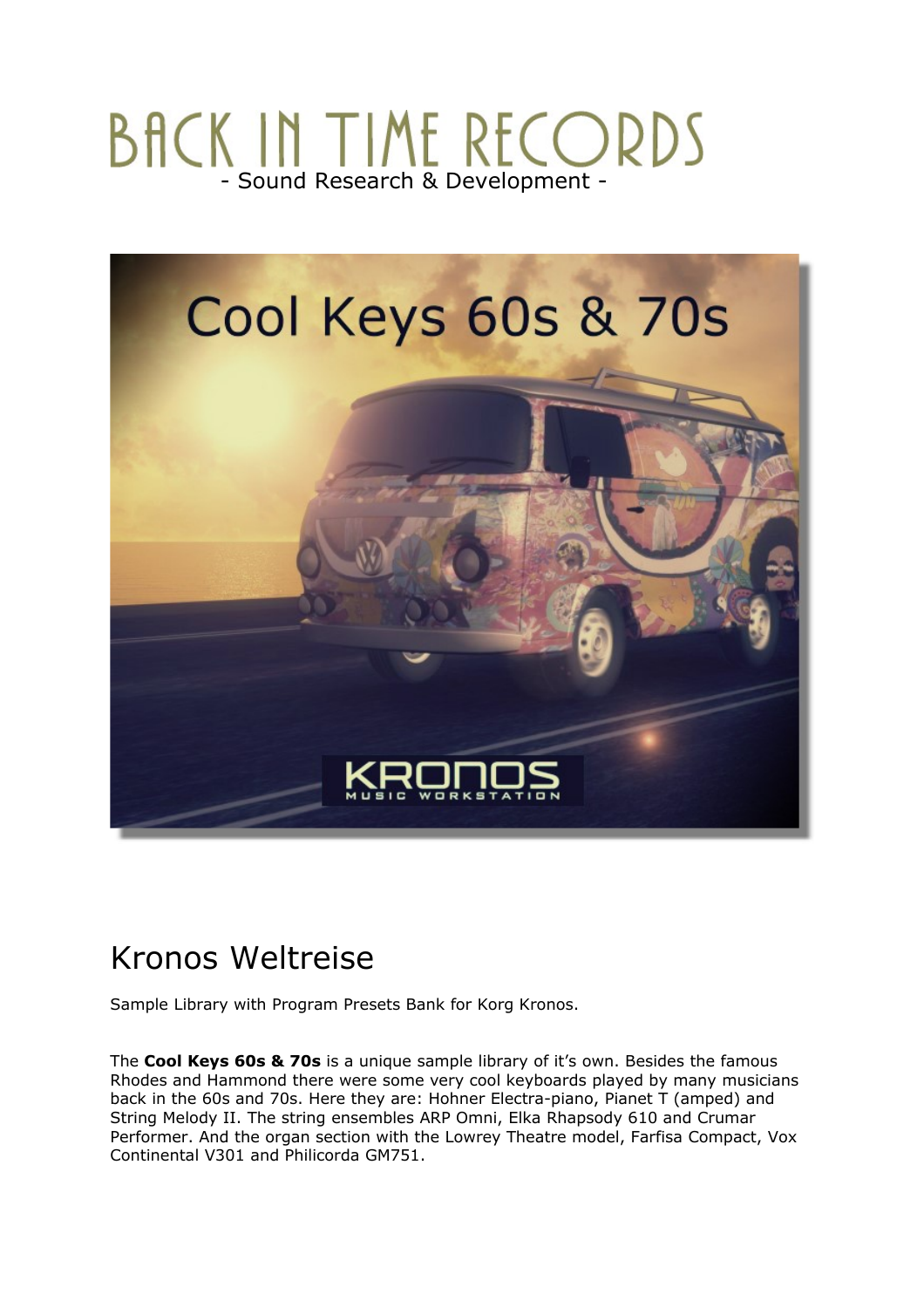# BACK IN TIME RECORDS

- Sound Research & Development -

## Kronos Weltreise

Sample Library with Program Presets Bank for Korg Kronos.

The **Cool Keys 60s & 70s** is a unique sample library of it's own. Besides the famous Rhodes and Hammond there were some very cool keyboards played by many musicians back in the 60s and 70s. Here they are: Hohner Electra-piano, Pianet T (amped) and String Melody II. The string ensembles ARP Omni, Elka Rhapsody 610 and Crumar Performer. And the organ section with the Lowrey Theatre model, Farfisa Compact, Vox Continental V301 and Philicorda GM751.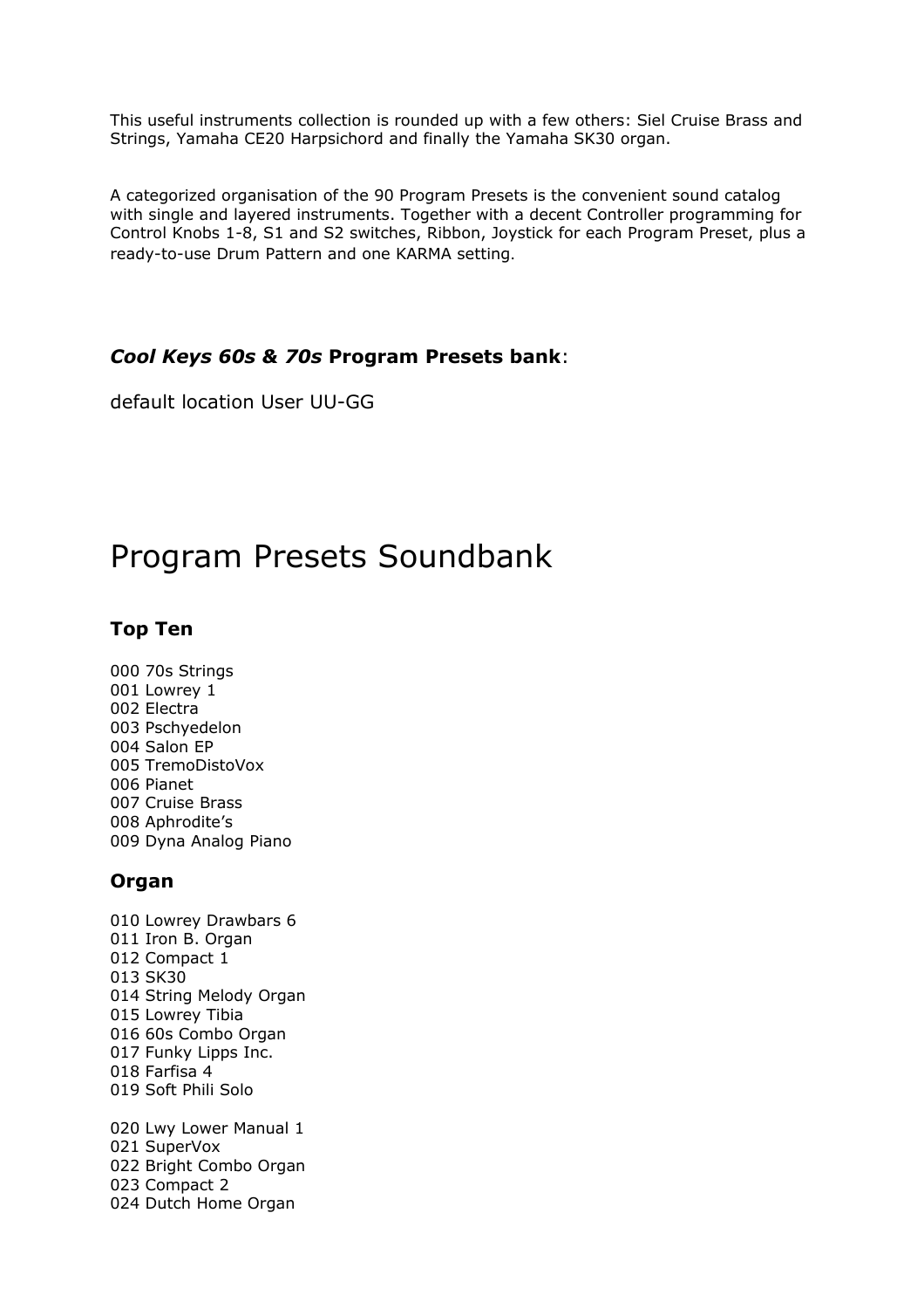This useful instruments collection is rounded up with a few others: Siel Cruise Brass and Strings, Yamaha CE20 Harpsichord and finally the Yamaha SK30 organ.

A categorized organisation of the 90 Program Presets is the convenient sound catalog with single and layered instruments. Together with a decent Controller programming for Control Knobs 1-8, S1 and S2 switches, Ribbon, Joystick for each Program Preset, plus a ready-to-use Drum Pattern and one KARMA setting.

***Cool Keys 60s & 70s* Program Presets bank**:

default location User UU-GG

# Program Presets Soundbank

### Top Ten

000 70s Strings
001 Lowrey 1
002 Electra
003 Pschyedelon
004 Salon EP
005 TremoDistoVox
006 Pianet
007 Cruise Brass
008 Aphrodite's
009 Dyna Analog Piano

### Organ

010 Lowrey Drawbars 6
011 Iron B. Organ
012 Compact 1
013 SK30
014 String Melody Organ
015 Lowrey Tibia
016 60s Combo Organ
017 Funky Lipps Inc.
018 Farfisa 4
019 Soft Phili Solo

020 Lwy Lower Manual 1
021 SuperVox
022 Bright Combo Organ
023 Compact 2
024 Dutch Home Organ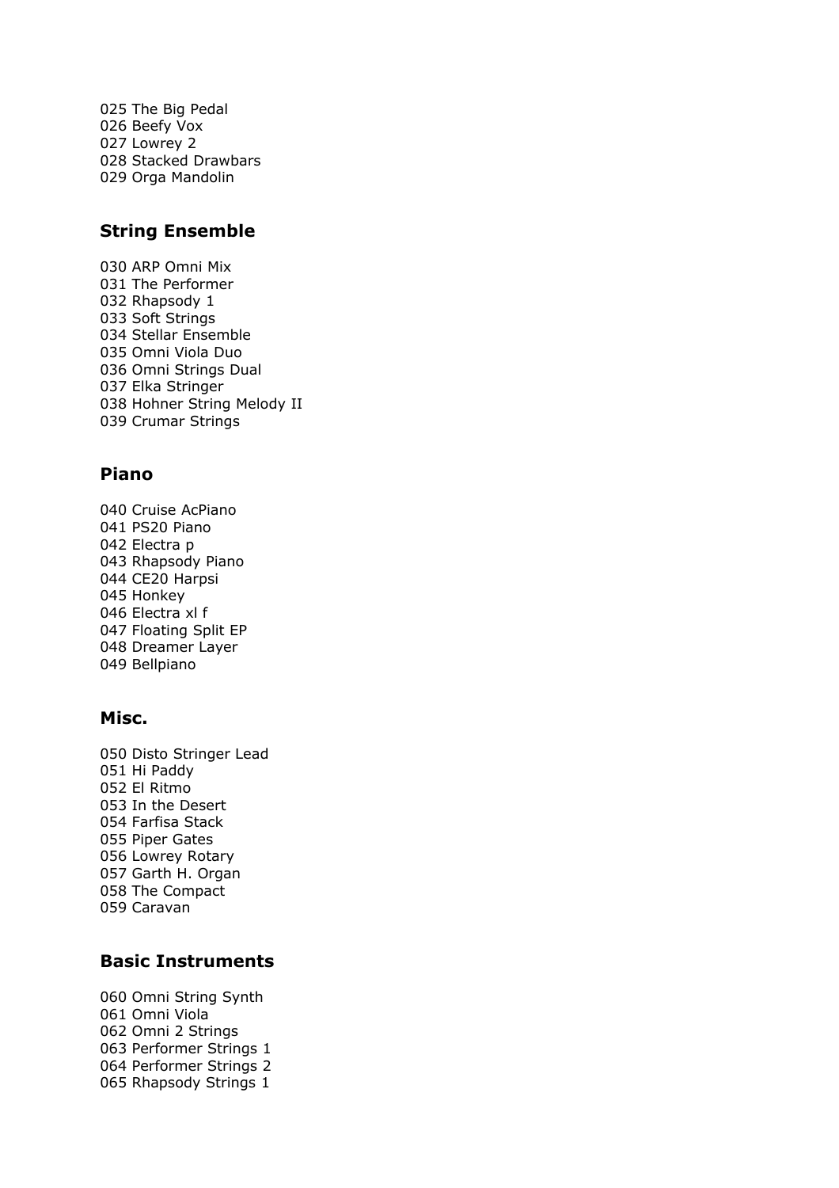025 The Big Pedal
026 Beefy Vox
027 Lowrey 2
028 Stacked Drawbars
029 Orga Mandolin

## String Ensemble

030 ARP Omni Mix
031 The Performer
032 Rhapsody 1
033 Soft Strings
034 Stellar Ensemble
035 Omni Viola Duo
036 Omni Strings Dual
037 Elka Stringer
038 Hohner String Melody II
039 Crumar Strings

## Piano

040 Cruise AcPiano
041 PS20 Piano
042 Electra p
043 Rhapsody Piano
044 CE20 Harpsi
045 Honkey
046 Electra xl f
047 Floating Split EP
048 Dreamer Layer
049 Bellpiano

## Misc.

050 Disto Stringer Lead
051 Hi Paddy
052 El Ritmo
053 In the Desert
054 Farfisa Stack
055 Piper Gates
056 Lowrey Rotary
057 Garth H. Organ
058 The Compact
059 Caravan

## Basic Instruments

060 Omni String Synth
061 Omni Viola
062 Omni 2 Strings
063 Performer Strings 1
064 Performer Strings 2
065 Rhapsody Strings 1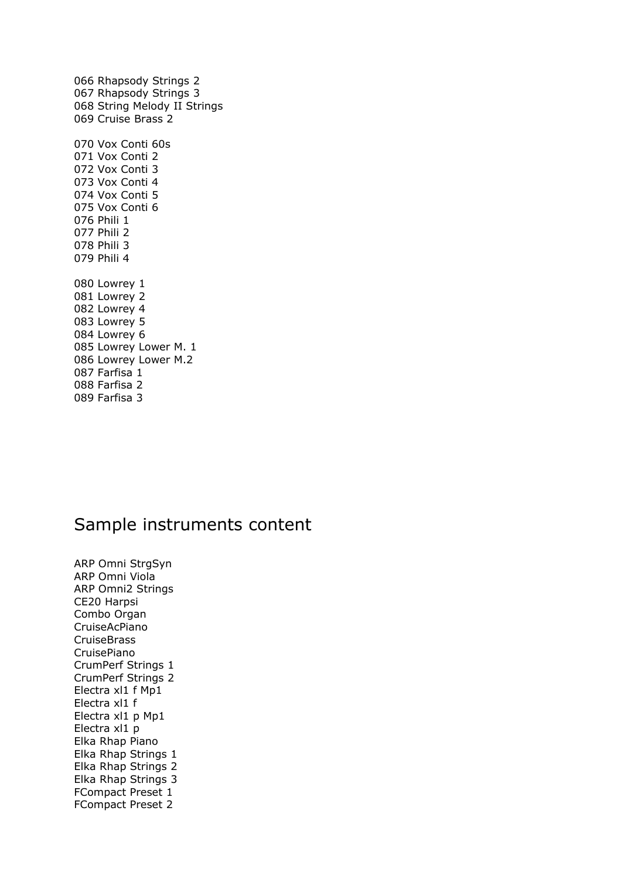066 Rhapsody Strings 2
067 Rhapsody Strings 3
068 String Melody II Strings
069 Cruise Brass 2

070 Vox Conti 60s
071 Vox Conti 2
072 Vox Conti 3
073 Vox Conti 4
074 Vox Conti 5
075 Vox Conti 6
076 Phili 1
077 Phili 2
078 Phili 3
079 Phili 4

080 Lowrey 1
081 Lowrey 2
082 Lowrey 4
083 Lowrey 5
084 Lowrey 6
085 Lowrey Lower M. 1
086 Lowrey Lower M.2
087 Farfisa 1
088 Farfisa 2
089 Farfisa 3

# Sample instruments content

ARP Omni StrgSyn
ARP Omni Viola
ARP Omni2 Strings
CE20 Harpsi
Combo Organ
CruiseAcPiano
CruiseBrass
CruisePiano
CrumPerf Strings 1
CrumPerf Strings 2
Electra xl1 f Mp1
Electra xl1 f
Electra xl1 p Mp1
Electra xl1 p
Elka Rhap Piano
Elka Rhap Strings 1
Elka Rhap Strings 2
Elka Rhap Strings 3
FCompact Preset 1
FCompact Preset 2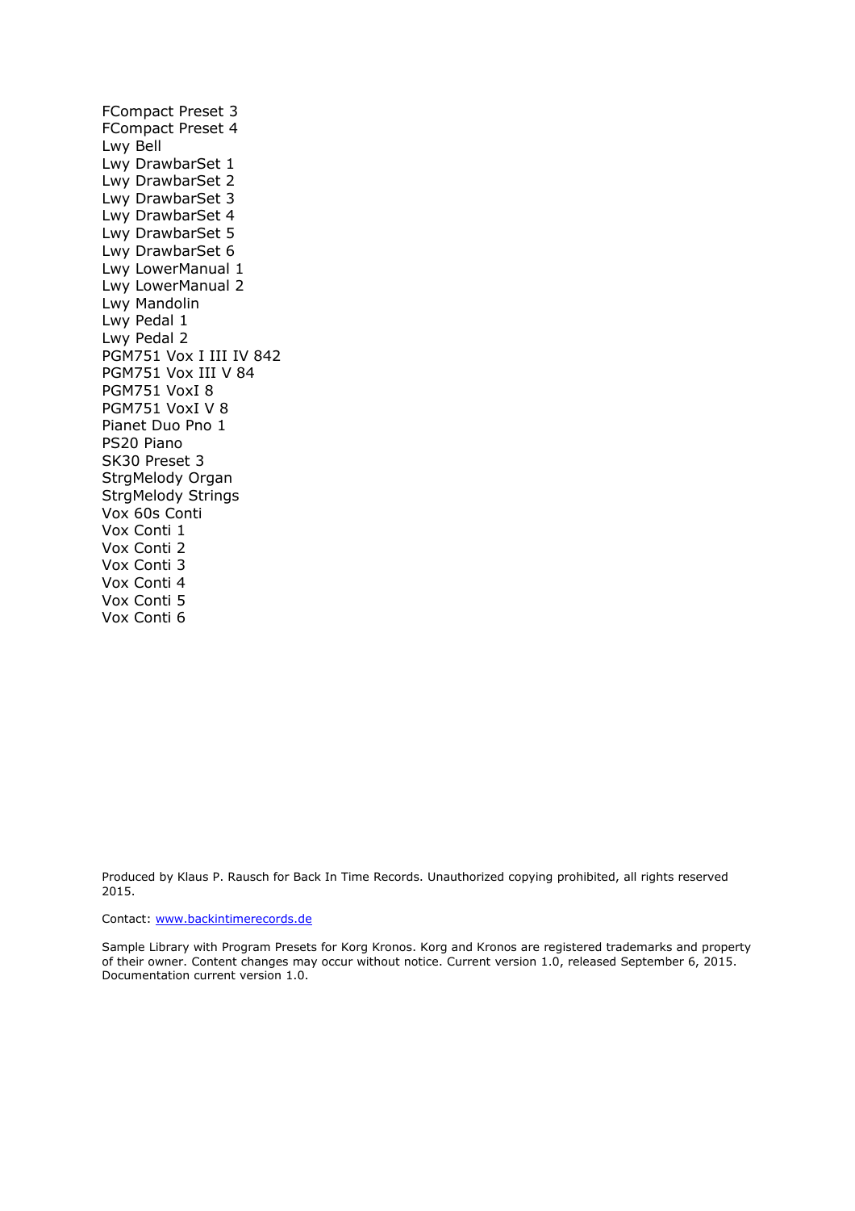FCompact Preset 3
FCompact Preset 4
Lwy Bell
Lwy DrawbarSet 1
Lwy DrawbarSet 2
Lwy DrawbarSet 3
Lwy DrawbarSet 4
Lwy DrawbarSet 5
Lwy DrawbarSet 6
Lwy LowerManual 1
Lwy LowerManual 2
Lwy Mandolin
Lwy Pedal 1
Lwy Pedal 2
PGM751 Vox I III IV 842
PGM751 Vox III V 84
PGM751 VoxI 8
PGM751 VoxI V 8
Pianet Duo Pno 1
PS20 Piano
SK30 Preset 3
StrgMelody Organ
StrgMelody Strings
Vox 60s Conti
Vox Conti 1
Vox Conti 2
Vox Conti 3
Vox Conti 4
Vox Conti 5
Vox Conti 6

Produced by Klaus P. Rausch for Back In Time Records. Unauthorized copying prohibited, all rights reserved 2015.

Contact: [www.backintimerecords.de](http://www.backintimerecords.de)

Sample Library with Program Presets for Korg Kronos. Korg and Kronos are registered trademarks and property of their owner. Content changes may occur without notice. Current version 1.0, released September 6, 2015. Documentation current version 1.0.